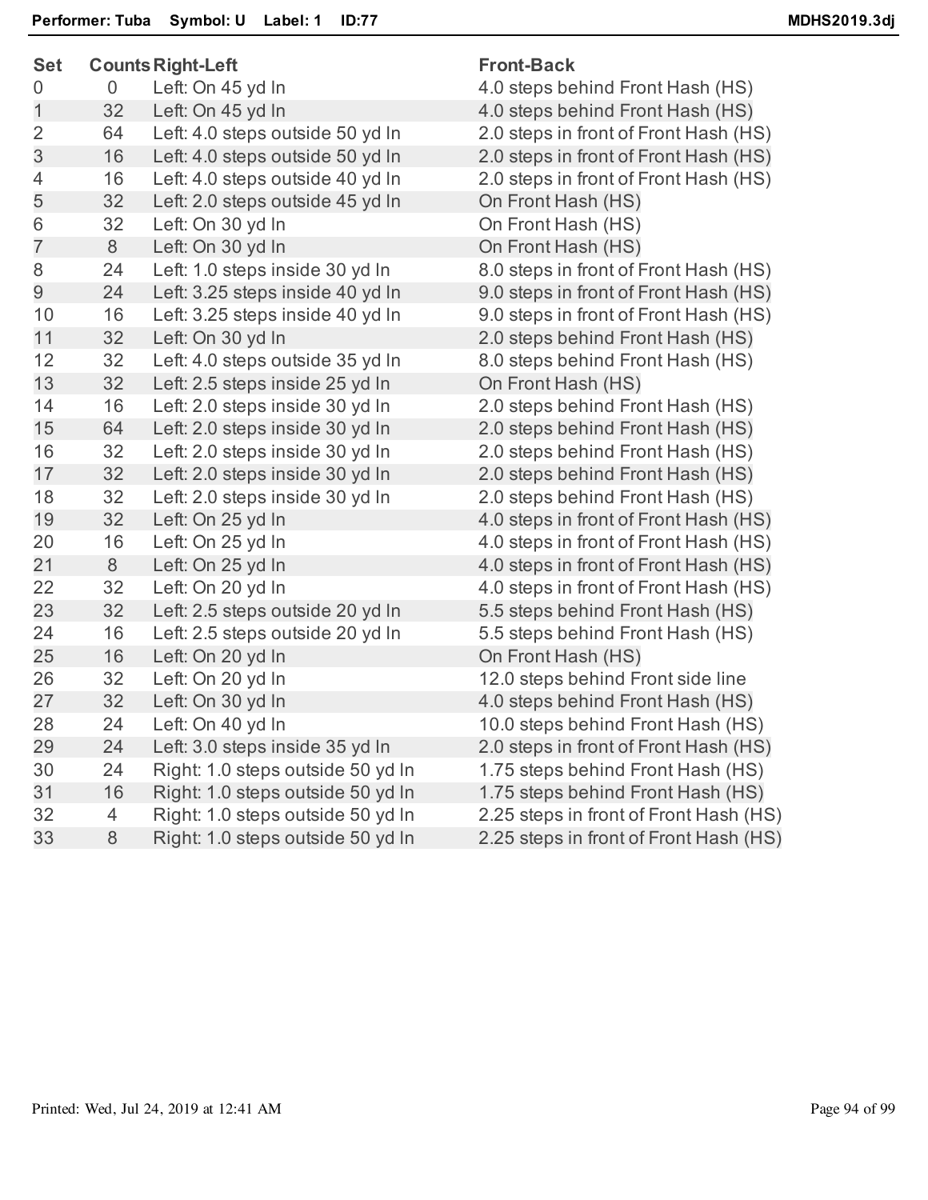**Performer: Tuba    Symbol: U    Label: 1    ID:77**    **MDHS2019.3dj**

| Set | Counts | Right-Left | Front-Back |
|---|---|---|---|
| 0 | 0 | Left: On 45 yd ln | 4.0 steps behind Front Hash (HS) |
| 1 | 32 | Left: On 45 yd ln | 4.0 steps behind Front Hash (HS) |
| 2 | 64 | Left: 4.0 steps outside 50 yd ln | 2.0 steps in front of Front Hash (HS) |
| 3 | 16 | Left: 4.0 steps outside 50 yd ln | 2.0 steps in front of Front Hash (HS) |
| 4 | 16 | Left: 4.0 steps outside 40 yd ln | 2.0 steps in front of Front Hash (HS) |
| 5 | 32 | Left: 2.0 steps outside 45 yd ln | On Front Hash (HS) |
| 6 | 32 | Left: On 30 yd ln | On Front Hash (HS) |
| 7 | 8 | Left: On 30 yd ln | On Front Hash (HS) |
| 8 | 24 | Left: 1.0 steps inside 30 yd ln | 8.0 steps in front of Front Hash (HS) |
| 9 | 24 | Left: 3.25 steps inside 40 yd ln | 9.0 steps in front of Front Hash (HS) |
| 10 | 16 | Left: 3.25 steps inside 40 yd ln | 9.0 steps in front of Front Hash (HS) |
| 11 | 32 | Left: On 30 yd ln | 2.0 steps behind Front Hash (HS) |
| 12 | 32 | Left: 4.0 steps outside 35 yd ln | 8.0 steps behind Front Hash (HS) |
| 13 | 32 | Left: 2.5 steps inside 25 yd ln | On Front Hash (HS) |
| 14 | 16 | Left: 2.0 steps inside 30 yd ln | 2.0 steps behind Front Hash (HS) |
| 15 | 64 | Left: 2.0 steps inside 30 yd ln | 2.0 steps behind Front Hash (HS) |
| 16 | 32 | Left: 2.0 steps inside 30 yd ln | 2.0 steps behind Front Hash (HS) |
| 17 | 32 | Left: 2.0 steps inside 30 yd ln | 2.0 steps behind Front Hash (HS) |
| 18 | 32 | Left: 2.0 steps inside 30 yd ln | 2.0 steps behind Front Hash (HS) |
| 19 | 32 | Left: On 25 yd ln | 4.0 steps in front of Front Hash (HS) |
| 20 | 16 | Left: On 25 yd ln | 4.0 steps in front of Front Hash (HS) |
| 21 | 8 | Left: On 25 yd ln | 4.0 steps in front of Front Hash (HS) |
| 22 | 32 | Left: On 20 yd ln | 4.0 steps in front of Front Hash (HS) |
| 23 | 32 | Left: 2.5 steps outside 20 yd ln | 5.5 steps behind Front Hash (HS) |
| 24 | 16 | Left: 2.5 steps outside 20 yd ln | 5.5 steps behind Front Hash (HS) |
| 25 | 16 | Left: On 20 yd ln | On Front Hash (HS) |
| 26 | 32 | Left: On 20 yd ln | 12.0 steps behind Front side line |
| 27 | 32 | Left: On 30 yd ln | 4.0 steps behind Front Hash (HS) |
| 28 | 24 | Left: On 40 yd ln | 10.0 steps behind Front Hash (HS) |
| 29 | 24 | Left: 3.0 steps inside 35 yd ln | 2.0 steps in front of Front Hash (HS) |
| 30 | 24 | Right: 1.0 steps outside 50 yd ln | 1.75 steps behind Front Hash (HS) |
| 31 | 16 | Right: 1.0 steps outside 50 yd ln | 1.75 steps behind Front Hash (HS) |
| 32 | 4 | Right: 1.0 steps outside 50 yd ln | 2.25 steps in front of Front Hash (HS) |
| 33 | 8 | Right: 1.0 steps outside 50 yd ln | 2.25 steps in front of Front Hash (HS) |

Printed: Wed, Jul 24, 2019 at 12:41 AM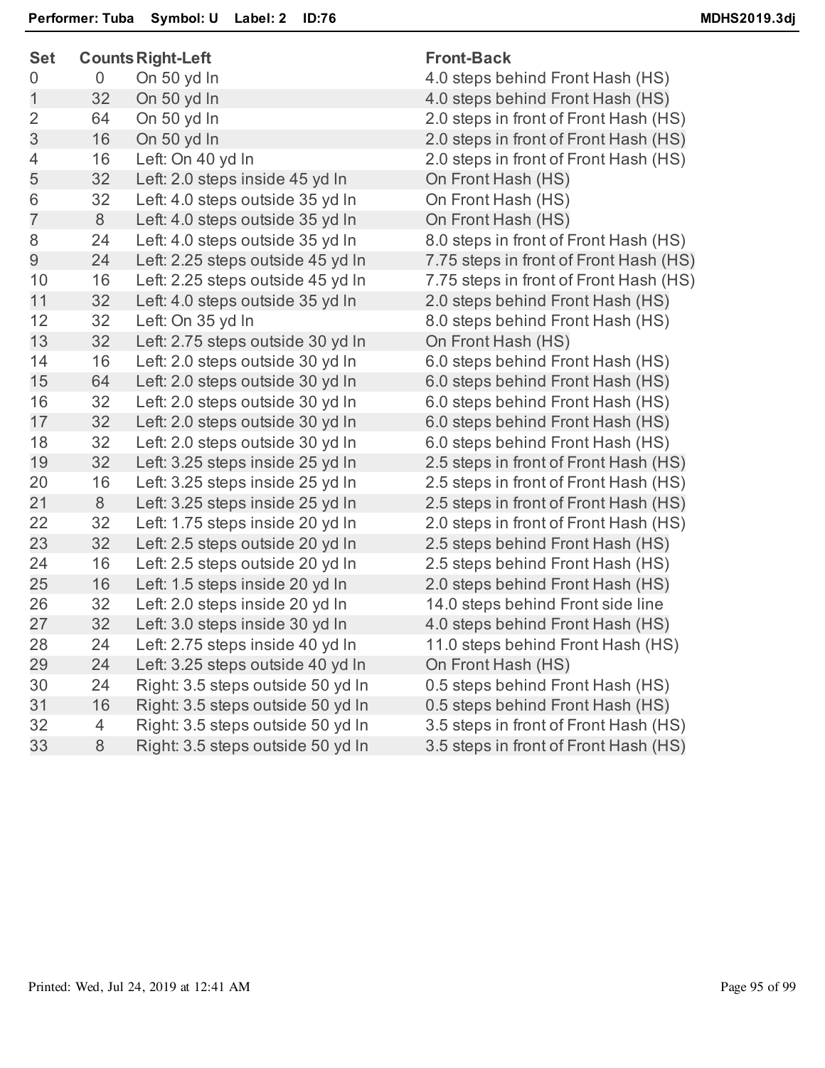**Performer: Tuba   Symbol: U   Label: 2   ID:76**   MDHS2019.3dj

| Set | Counts | Right-Left | Front-Back |
|---|---|---|---|
| 0 | 0 | On 50 yd ln | 4.0 steps behind Front Hash (HS) |
| 1 | 32 | On 50 yd ln | 4.0 steps behind Front Hash (HS) |
| 2 | 64 | On 50 yd ln | 2.0 steps in front of Front Hash (HS) |
| 3 | 16 | On 50 yd ln | 2.0 steps in front of Front Hash (HS) |
| 4 | 16 | Left: On 40 yd ln | 2.0 steps in front of Front Hash (HS) |
| 5 | 32 | Left: 2.0 steps inside 45 yd ln | On Front Hash (HS) |
| 6 | 32 | Left: 4.0 steps outside 35 yd ln | On Front Hash (HS) |
| 7 | 8 | Left: 4.0 steps outside 35 yd ln | On Front Hash (HS) |
| 8 | 24 | Left: 4.0 steps outside 35 yd ln | 8.0 steps in front of Front Hash (HS) |
| 9 | 24 | Left: 2.25 steps outside 45 yd ln | 7.75 steps in front of Front Hash (HS) |
| 10 | 16 | Left: 2.25 steps outside 45 yd ln | 7.75 steps in front of Front Hash (HS) |
| 11 | 32 | Left: 4.0 steps outside 35 yd ln | 2.0 steps behind Front Hash (HS) |
| 12 | 32 | Left: On 35 yd ln | 8.0 steps behind Front Hash (HS) |
| 13 | 32 | Left: 2.75 steps outside 30 yd ln | On Front Hash (HS) |
| 14 | 16 | Left: 2.0 steps outside 30 yd ln | 6.0 steps behind Front Hash (HS) |
| 15 | 64 | Left: 2.0 steps outside 30 yd ln | 6.0 steps behind Front Hash (HS) |
| 16 | 32 | Left: 2.0 steps outside 30 yd ln | 6.0 steps behind Front Hash (HS) |
| 17 | 32 | Left: 2.0 steps outside 30 yd ln | 6.0 steps behind Front Hash (HS) |
| 18 | 32 | Left: 2.0 steps outside 30 yd ln | 6.0 steps behind Front Hash (HS) |
| 19 | 32 | Left: 3.25 steps inside 25 yd ln | 2.5 steps in front of Front Hash (HS) |
| 20 | 16 | Left: 3.25 steps inside 25 yd ln | 2.5 steps in front of Front Hash (HS) |
| 21 | 8 | Left: 3.25 steps inside 25 yd ln | 2.5 steps in front of Front Hash (HS) |
| 22 | 32 | Left: 1.75 steps inside 20 yd ln | 2.0 steps in front of Front Hash (HS) |
| 23 | 32 | Left: 2.5 steps outside 20 yd ln | 2.5 steps behind Front Hash (HS) |
| 24 | 16 | Left: 2.5 steps outside 20 yd ln | 2.5 steps behind Front Hash (HS) |
| 25 | 16 | Left: 1.5 steps inside 20 yd ln | 2.0 steps behind Front Hash (HS) |
| 26 | 32 | Left: 2.0 steps inside 20 yd ln | 14.0 steps behind Front side line |
| 27 | 32 | Left: 3.0 steps inside 30 yd ln | 4.0 steps behind Front Hash (HS) |
| 28 | 24 | Left: 2.75 steps inside 40 yd ln | 11.0 steps behind Front Hash (HS) |
| 29 | 24 | Left: 3.25 steps outside 40 yd ln | On Front Hash (HS) |
| 30 | 24 | Right: 3.5 steps outside 50 yd ln | 0.5 steps behind Front Hash (HS) |
| 31 | 16 | Right: 3.5 steps outside 50 yd ln | 0.5 steps behind Front Hash (HS) |
| 32 | 4 | Right: 3.5 steps outside 50 yd ln | 3.5 steps in front of Front Hash (HS) |
| 33 | 8 | Right: 3.5 steps outside 50 yd ln | 3.5 steps in front of Front Hash (HS) |

Printed: Wed, Jul 24, 2019 at 12:41 AM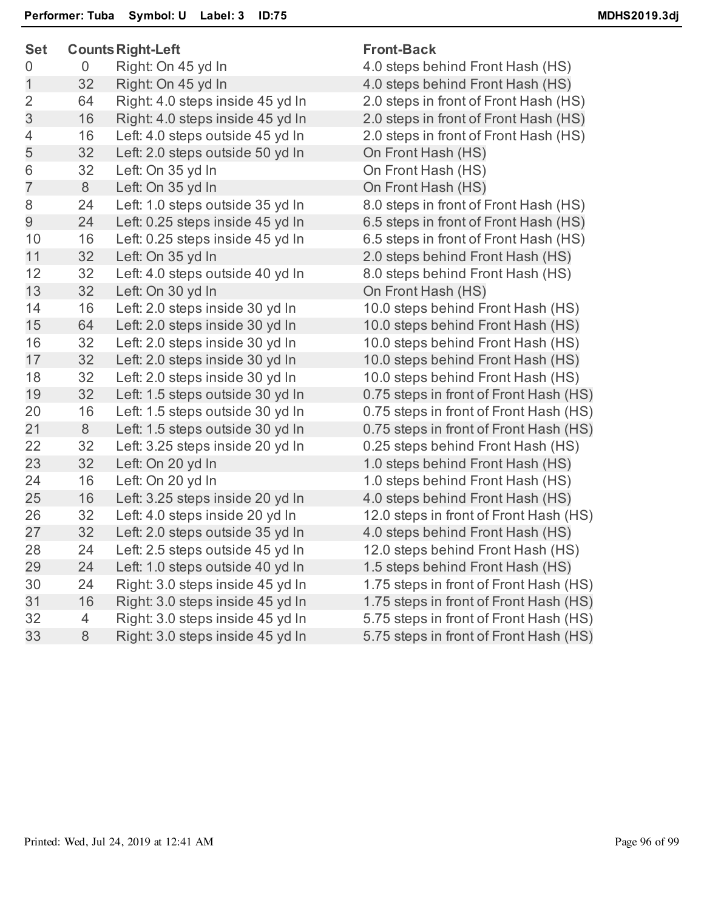**Performer: Tuba Symbol: U Label: 3 ID:75** **MDHS2019.3dj**

| Set | Counts | Right-Left | Front-Back |
|---|---|---|---|
| 0 | 0 | Right: On 45 yd ln | 4.0 steps behind Front Hash (HS) |
| 1 | 32 | Right: On 45 yd ln | 4.0 steps behind Front Hash (HS) |
| 2 | 64 | Right: 4.0 steps inside 45 yd ln | 2.0 steps in front of Front Hash (HS) |
| 3 | 16 | Right: 4.0 steps inside 45 yd ln | 2.0 steps in front of Front Hash (HS) |
| 4 | 16 | Left: 4.0 steps outside 45 yd ln | 2.0 steps in front of Front Hash (HS) |
| 5 | 32 | Left: 2.0 steps outside 50 yd ln | On Front Hash (HS) |
| 6 | 32 | Left: On 35 yd ln | On Front Hash (HS) |
| 7 | 8 | Left: On 35 yd ln | On Front Hash (HS) |
| 8 | 24 | Left: 1.0 steps outside 35 yd ln | 8.0 steps in front of Front Hash (HS) |
| 9 | 24 | Left: 0.25 steps inside 45 yd ln | 6.5 steps in front of Front Hash (HS) |
| 10 | 16 | Left: 0.25 steps inside 45 yd ln | 6.5 steps in front of Front Hash (HS) |
| 11 | 32 | Left: On 35 yd ln | 2.0 steps behind Front Hash (HS) |
| 12 | 32 | Left: 4.0 steps outside 40 yd ln | 8.0 steps behind Front Hash (HS) |
| 13 | 32 | Left: On 30 yd ln | On Front Hash (HS) |
| 14 | 16 | Left: 2.0 steps inside 30 yd ln | 10.0 steps behind Front Hash (HS) |
| 15 | 64 | Left: 2.0 steps inside 30 yd ln | 10.0 steps behind Front Hash (HS) |
| 16 | 32 | Left: 2.0 steps inside 30 yd ln | 10.0 steps behind Front Hash (HS) |
| 17 | 32 | Left: 2.0 steps inside 30 yd ln | 10.0 steps behind Front Hash (HS) |
| 18 | 32 | Left: 2.0 steps inside 30 yd ln | 10.0 steps behind Front Hash (HS) |
| 19 | 32 | Left: 1.5 steps outside 30 yd ln | 0.75 steps in front of Front Hash (HS) |
| 20 | 16 | Left: 1.5 steps outside 30 yd ln | 0.75 steps in front of Front Hash (HS) |
| 21 | 8 | Left: 1.5 steps outside 30 yd ln | 0.75 steps in front of Front Hash (HS) |
| 22 | 32 | Left: 3.25 steps inside 20 yd ln | 0.25 steps behind Front Hash (HS) |
| 23 | 32 | Left: On 20 yd ln | 1.0 steps behind Front Hash (HS) |
| 24 | 16 | Left: On 20 yd ln | 1.0 steps behind Front Hash (HS) |
| 25 | 16 | Left: 3.25 steps inside 20 yd ln | 4.0 steps behind Front Hash (HS) |
| 26 | 32 | Left: 4.0 steps inside 20 yd ln | 12.0 steps in front of Front Hash (HS) |
| 27 | 32 | Left: 2.0 steps outside 35 yd ln | 4.0 steps behind Front Hash (HS) |
| 28 | 24 | Left: 2.5 steps outside 45 yd ln | 12.0 steps behind Front Hash (HS) |
| 29 | 24 | Left: 1.0 steps outside 40 yd ln | 1.5 steps behind Front Hash (HS) |
| 30 | 24 | Right: 3.0 steps inside 45 yd ln | 1.75 steps in front of Front Hash (HS) |
| 31 | 16 | Right: 3.0 steps inside 45 yd ln | 1.75 steps in front of Front Hash (HS) |
| 32 | 4 | Right: 3.0 steps inside 45 yd ln | 5.75 steps in front of Front Hash (HS) |
| 33 | 8 | Right: 3.0 steps inside 45 yd ln | 5.75 steps in front of Front Hash (HS) |

Printed: Wed, Jul 24, 2019 at 12:41 AM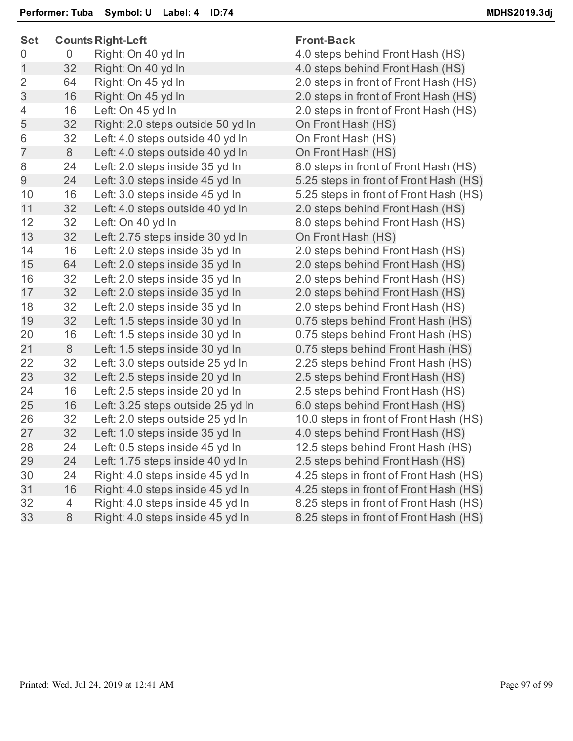**Performer: Tuba  Symbol: U  Label: 4  ID:74**

| Set | Counts | Right-Left | Front-Back |
|---|---|---|---|
| 0 | 0 | Right: On 40 yd ln | 4.0 steps behind Front Hash (HS) |
| 1 | 32 | Right: On 40 yd ln | 4.0 steps behind Front Hash (HS) |
| 2 | 64 | Right: On 45 yd ln | 2.0 steps in front of Front Hash (HS) |
| 3 | 16 | Right: On 45 yd ln | 2.0 steps in front of Front Hash (HS) |
| 4 | 16 | Left: On 45 yd ln | 2.0 steps in front of Front Hash (HS) |
| 5 | 32 | Right: 2.0 steps outside 50 yd ln | On Front Hash (HS) |
| 6 | 32 | Left: 4.0 steps outside 40 yd ln | On Front Hash (HS) |
| 7 | 8 | Left: 4.0 steps outside 40 yd ln | On Front Hash (HS) |
| 8 | 24 | Left: 2.0 steps inside 35 yd ln | 8.0 steps in front of Front Hash (HS) |
| 9 | 24 | Left: 3.0 steps inside 45 yd ln | 5.25 steps in front of Front Hash (HS) |
| 10 | 16 | Left: 3.0 steps inside 45 yd ln | 5.25 steps in front of Front Hash (HS) |
| 11 | 32 | Left: 4.0 steps outside 40 yd ln | 2.0 steps behind Front Hash (HS) |
| 12 | 32 | Left: On 40 yd ln | 8.0 steps behind Front Hash (HS) |
| 13 | 32 | Left: 2.75 steps inside 30 yd ln | On Front Hash (HS) |
| 14 | 16 | Left: 2.0 steps inside 35 yd ln | 2.0 steps behind Front Hash (HS) |
| 15 | 64 | Left: 2.0 steps inside 35 yd ln | 2.0 steps behind Front Hash (HS) |
| 16 | 32 | Left: 2.0 steps inside 35 yd ln | 2.0 steps behind Front Hash (HS) |
| 17 | 32 | Left: 2.0 steps inside 35 yd ln | 2.0 steps behind Front Hash (HS) |
| 18 | 32 | Left: 2.0 steps inside 35 yd ln | 2.0 steps behind Front Hash (HS) |
| 19 | 32 | Left: 1.5 steps inside 30 yd ln | 0.75 steps behind Front Hash (HS) |
| 20 | 16 | Left: 1.5 steps inside 30 yd ln | 0.75 steps behind Front Hash (HS) |
| 21 | 8 | Left: 1.5 steps inside 30 yd ln | 0.75 steps behind Front Hash (HS) |
| 22 | 32 | Left: 3.0 steps outside 25 yd ln | 2.25 steps behind Front Hash (HS) |
| 23 | 32 | Left: 2.5 steps inside 20 yd ln | 2.5 steps behind Front Hash (HS) |
| 24 | 16 | Left: 2.5 steps inside 20 yd ln | 2.5 steps behind Front Hash (HS) |
| 25 | 16 | Left: 3.25 steps outside 25 yd ln | 6.0 steps behind Front Hash (HS) |
| 26 | 32 | Left: 2.0 steps outside 25 yd ln | 10.0 steps in front of Front Hash (HS) |
| 27 | 32 | Left: 1.0 steps inside 35 yd ln | 4.0 steps behind Front Hash (HS) |
| 28 | 24 | Left: 0.5 steps inside 45 yd ln | 12.5 steps behind Front Hash (HS) |
| 29 | 24 | Left: 1.75 steps inside 40 yd ln | 2.5 steps behind Front Hash (HS) |
| 30 | 24 | Right: 4.0 steps inside 45 yd ln | 4.25 steps in front of Front Hash (HS) |
| 31 | 16 | Right: 4.0 steps inside 45 yd ln | 4.25 steps in front of Front Hash (HS) |
| 32 | 4 | Right: 4.0 steps inside 45 yd ln | 8.25 steps in front of Front Hash (HS) |
| 33 | 8 | Right: 4.0 steps inside 45 yd ln | 8.25 steps in front of Front Hash (HS) |

Printed: Wed, Jul 24, 2019 at 12:41 AM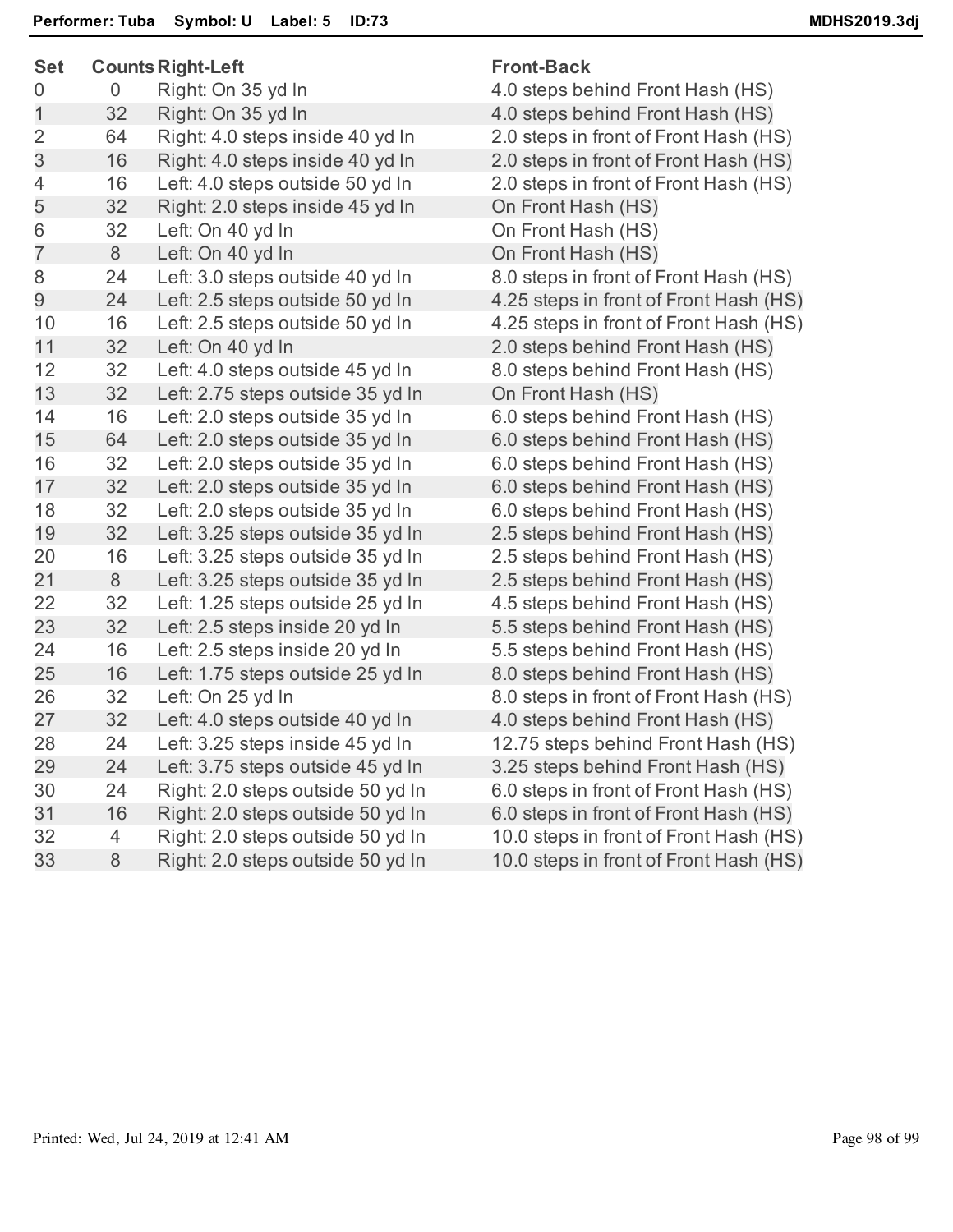**Performer: Tuba Symbol: U Label: 5 ID:73** — **MDHS2019.3dj**

| Set | Counts | Right-Left | Front-Back |
|---|---|---|---|
| 0 | 0 | Right: On 35 yd ln | 4.0 steps behind Front Hash (HS) |
| 1 | 32 | Right: On 35 yd ln | 4.0 steps behind Front Hash (HS) |
| 2 | 64 | Right: 4.0 steps inside 40 yd ln | 2.0 steps in front of Front Hash (HS) |
| 3 | 16 | Right: 4.0 steps inside 40 yd ln | 2.0 steps in front of Front Hash (HS) |
| 4 | 16 | Left: 4.0 steps outside 50 yd ln | 2.0 steps in front of Front Hash (HS) |
| 5 | 32 | Right: 2.0 steps inside 45 yd ln | On Front Hash (HS) |
| 6 | 32 | Left: On 40 yd ln | On Front Hash (HS) |
| 7 | 8 | Left: On 40 yd ln | On Front Hash (HS) |
| 8 | 24 | Left: 3.0 steps outside 40 yd ln | 8.0 steps in front of Front Hash (HS) |
| 9 | 24 | Left: 2.5 steps outside 50 yd ln | 4.25 steps in front of Front Hash (HS) |
| 10 | 16 | Left: 2.5 steps outside 50 yd ln | 4.25 steps in front of Front Hash (HS) |
| 11 | 32 | Left: On 40 yd ln | 2.0 steps behind Front Hash (HS) |
| 12 | 32 | Left: 4.0 steps outside 45 yd ln | 8.0 steps behind Front Hash (HS) |
| 13 | 32 | Left: 2.75 steps outside 35 yd ln | On Front Hash (HS) |
| 14 | 16 | Left: 2.0 steps outside 35 yd ln | 6.0 steps behind Front Hash (HS) |
| 15 | 64 | Left: 2.0 steps outside 35 yd ln | 6.0 steps behind Front Hash (HS) |
| 16 | 32 | Left: 2.0 steps outside 35 yd ln | 6.0 steps behind Front Hash (HS) |
| 17 | 32 | Left: 2.0 steps outside 35 yd ln | 6.0 steps behind Front Hash (HS) |
| 18 | 32 | Left: 2.0 steps outside 35 yd ln | 6.0 steps behind Front Hash (HS) |
| 19 | 32 | Left: 3.25 steps outside 35 yd ln | 2.5 steps behind Front Hash (HS) |
| 20 | 16 | Left: 3.25 steps outside 35 yd ln | 2.5 steps behind Front Hash (HS) |
| 21 | 8 | Left: 3.25 steps outside 35 yd ln | 2.5 steps behind Front Hash (HS) |
| 22 | 32 | Left: 1.25 steps outside 25 yd ln | 4.5 steps behind Front Hash (HS) |
| 23 | 32 | Left: 2.5 steps inside 20 yd ln | 5.5 steps behind Front Hash (HS) |
| 24 | 16 | Left: 2.5 steps inside 20 yd ln | 5.5 steps behind Front Hash (HS) |
| 25 | 16 | Left: 1.75 steps outside 25 yd ln | 8.0 steps behind Front Hash (HS) |
| 26 | 32 | Left: On 25 yd ln | 8.0 steps in front of Front Hash (HS) |
| 27 | 32 | Left: 4.0 steps outside 40 yd ln | 4.0 steps behind Front Hash (HS) |
| 28 | 24 | Left: 3.25 steps inside 45 yd ln | 12.75 steps behind Front Hash (HS) |
| 29 | 24 | Left: 3.75 steps outside 45 yd ln | 3.25 steps behind Front Hash (HS) |
| 30 | 24 | Right: 2.0 steps outside 50 yd ln | 6.0 steps in front of Front Hash (HS) |
| 31 | 16 | Right: 2.0 steps outside 50 yd ln | 6.0 steps in front of Front Hash (HS) |
| 32 | 4 | Right: 2.0 steps outside 50 yd ln | 10.0 steps in front of Front Hash (HS) |
| 33 | 8 | Right: 2.0 steps outside 50 yd ln | 10.0 steps in front of Front Hash (HS) |

Printed: Wed, Jul 24, 2019 at 12:41 AM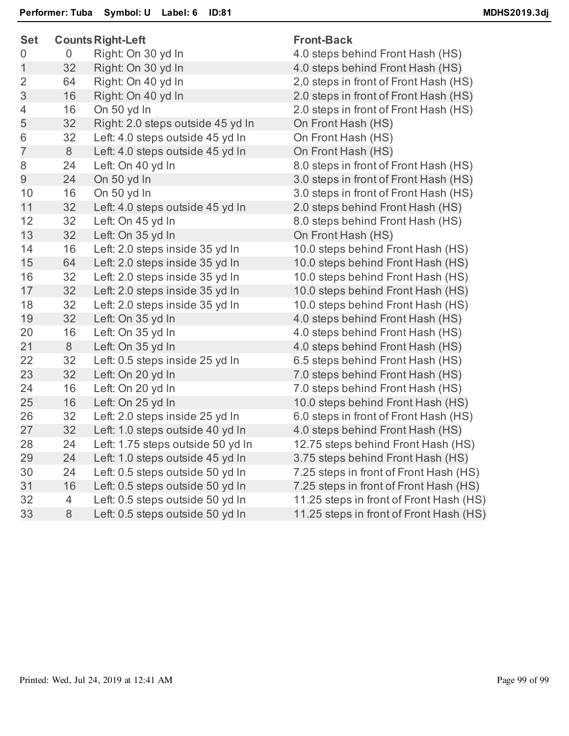**Performer: Tuba    Symbol: U    Label: 6    ID:81**    **MDHS2019.3dj**

| Set | Counts | Right-Left | Front-Back |
|---|---|---|---|
| 0 | 0 | Right: On 30 yd ln | 4.0 steps behind Front Hash (HS) |
| 1 | 32 | Right: On 30 yd ln | 4.0 steps behind Front Hash (HS) |
| 2 | 64 | Right: On 40 yd ln | 2.0 steps in front of Front Hash (HS) |
| 3 | 16 | Right: On 40 yd ln | 2.0 steps in front of Front Hash (HS) |
| 4 | 16 | On 50 yd ln | 2.0 steps in front of Front Hash (HS) |
| 5 | 32 | Right: 2.0 steps outside 45 yd ln | On Front Hash (HS) |
| 6 | 32 | Left: 4.0 steps outside 45 yd ln | On Front Hash (HS) |
| 7 | 8 | Left: 4.0 steps outside 45 yd ln | On Front Hash (HS) |
| 8 | 24 | Left: On 40 yd ln | 8.0 steps in front of Front Hash (HS) |
| 9 | 24 | On 50 yd ln | 3.0 steps in front of Front Hash (HS) |
| 10 | 16 | On 50 yd ln | 3.0 steps in front of Front Hash (HS) |
| 11 | 32 | Left: 4.0 steps outside 45 yd ln | 2.0 steps behind Front Hash (HS) |
| 12 | 32 | Left: On 45 yd ln | 8.0 steps behind Front Hash (HS) |
| 13 | 32 | Left: On 35 yd ln | On Front Hash (HS) |
| 14 | 16 | Left: 2.0 steps inside 35 yd ln | 10.0 steps behind Front Hash (HS) |
| 15 | 64 | Left: 2.0 steps inside 35 yd ln | 10.0 steps behind Front Hash (HS) |
| 16 | 32 | Left: 2.0 steps inside 35 yd ln | 10.0 steps behind Front Hash (HS) |
| 17 | 32 | Left: 2.0 steps inside 35 yd ln | 10.0 steps behind Front Hash (HS) |
| 18 | 32 | Left: 2.0 steps inside 35 yd ln | 10.0 steps behind Front Hash (HS) |
| 19 | 32 | Left: On 35 yd ln | 4.0 steps behind Front Hash (HS) |
| 20 | 16 | Left: On 35 yd ln | 4.0 steps behind Front Hash (HS) |
| 21 | 8 | Left: On 35 yd ln | 4.0 steps behind Front Hash (HS) |
| 22 | 32 | Left: 0.5 steps inside 25 yd ln | 6.5 steps behind Front Hash (HS) |
| 23 | 32 | Left: On 20 yd ln | 7.0 steps behind Front Hash (HS) |
| 24 | 16 | Left: On 20 yd ln | 7.0 steps behind Front Hash (HS) |
| 25 | 16 | Left: On 25 yd ln | 10.0 steps behind Front Hash (HS) |
| 26 | 32 | Left: 2.0 steps inside 25 yd ln | 6.0 steps in front of Front Hash (HS) |
| 27 | 32 | Left: 1.0 steps outside 40 yd ln | 4.0 steps behind Front Hash (HS) |
| 28 | 24 | Left: 1.75 steps outside 50 yd ln | 12.75 steps behind Front Hash (HS) |
| 29 | 24 | Left: 1.0 steps outside 45 yd ln | 3.75 steps behind Front Hash (HS) |
| 30 | 24 | Left: 0.5 steps outside 50 yd ln | 7.25 steps in front of Front Hash (HS) |
| 31 | 16 | Left: 0.5 steps outside 50 yd ln | 7.25 steps in front of Front Hash (HS) |
| 32 | 4 | Left: 0.5 steps outside 50 yd ln | 11.25 steps in front of Front Hash (HS) |
| 33 | 8 | Left: 0.5 steps outside 50 yd ln | 11.25 steps in front of Front Hash (HS) |

Printed: Wed, Jul 24, 2019 at 12:41 AM